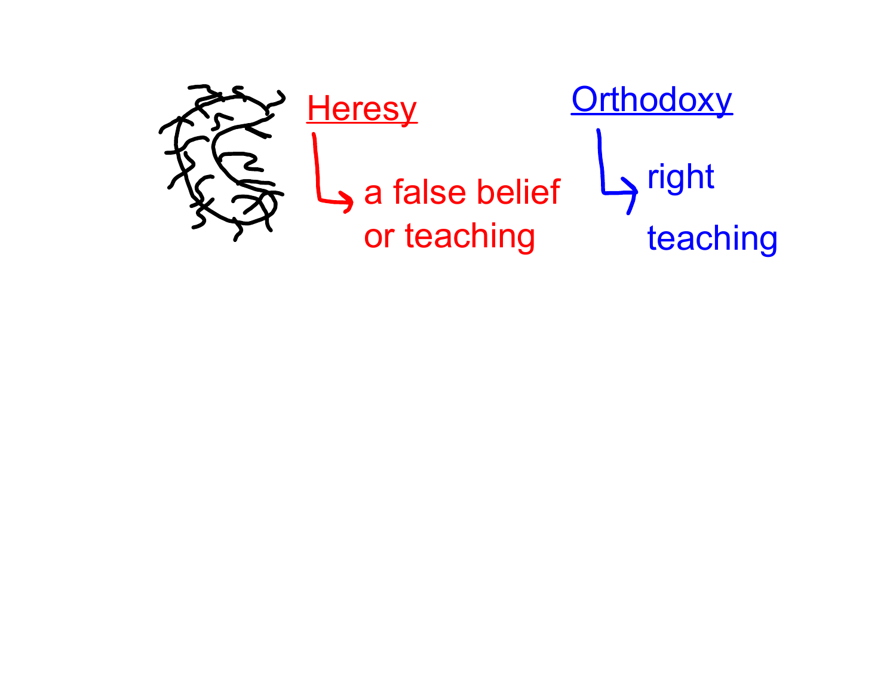<u>Heresy</u>

→ a false belief or teaching

<u>Orthodoxy</u>

→ right teaching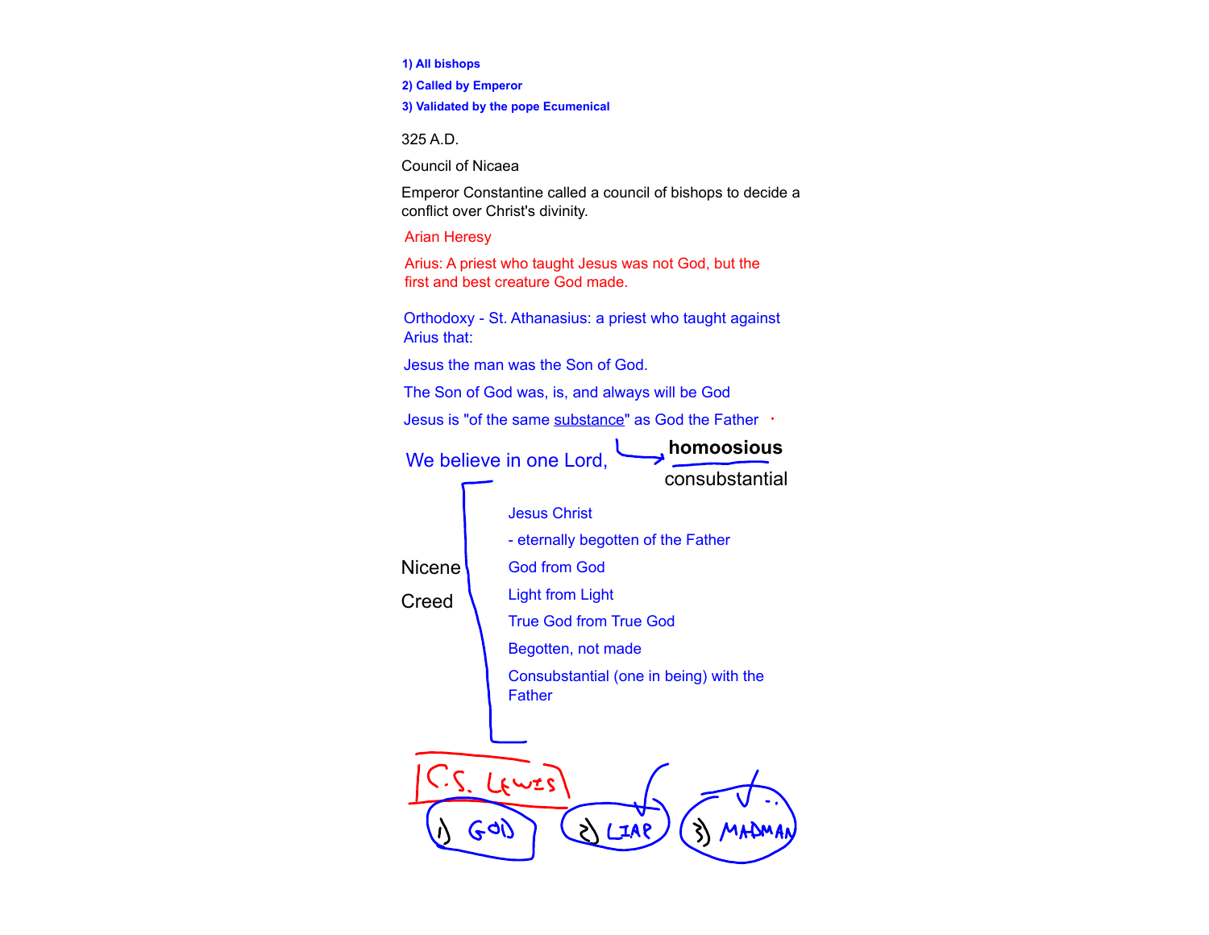1) All bishops
2) Called by Emperor
3) Validated by the pope Ecumenical

325 A.D.

Council of Nicaea

Emperor Constantine called a council of bishops to decide a conflict over Christ's divinity.

Arian Heresy

Arius: A priest who taught Jesus was not God, but the first and best creature God made.

Orthodoxy - St. Athanasius: a priest who taught against Arius that:

Jesus the man was the Son of God.

The Son of God was, is, and always will be God

Jesus is "of the same <u>substance</u>" as God the Father → **homoosious** consubstantial

We believe in one Lord,

Nicene Creed

- Jesus Christ
- eternally begotten of the Father
- God from God
- Light from Light
- True God from True God
- Begotten, not made
- Consubstantial (one in being) with the Father

C.S. LEWIS

1) GOD 2) LIAR 3) MADMAN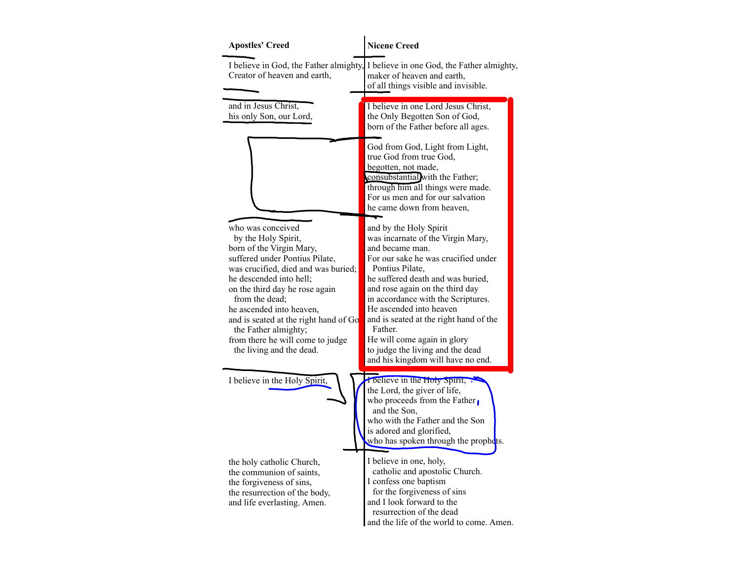| Apostles' Creed | Nicene Creed |
| --- | --- |
| I believe in God, the Father almighty, Creator of heaven and earth, | I believe in one God, the Father almighty, maker of heaven and earth, of all things visible and invisible. |
| and in Jesus Christ, his only Son, our Lord, | I believe in one Lord Jesus Christ, the Only Begotten Son of God, born of the Father before all ages. |
| | God from God, Light from Light, true God from true God, begotten, not made, consubstantial with the Father; through him all things were made. For us men and for our salvation he came down from heaven, |
| who was conceived by the Holy Spirit, born of the Virgin Mary, suffered under Pontius Pilate, was crucified, died and was buried; he descended into hell; on the third day he rose again from the dead; he ascended into heaven, and is seated at the right hand of God the Father almighty; from there he will come to judge the living and the dead. | and by the Holy Spirit was incarnate of the Virgin Mary, and became man. For our sake he was crucified under Pontius Pilate, he suffered death and was buried, and rose again on the third day in accordance with the Scriptures. He ascended into heaven and is seated at the right hand of the Father. He will come again in glory to judge the living and the dead and his kingdom will have no end. |
| I believe in the Holy Spirit, | I believe in the Holy Spirit, the Lord, the giver of life, who proceeds from the Father and the Son, who with the Father and the Son is adored and glorified, who has spoken through the prophets. |
| the holy catholic Church, the communion of saints, the forgiveness of sins, the resurrection of the body, and life everlasting. Amen. | I believe in one, holy, catholic and apostolic Church. I confess one baptism for the forgiveness of sins and I look forward to the resurrection of the dead and the life of the world to come. Amen. |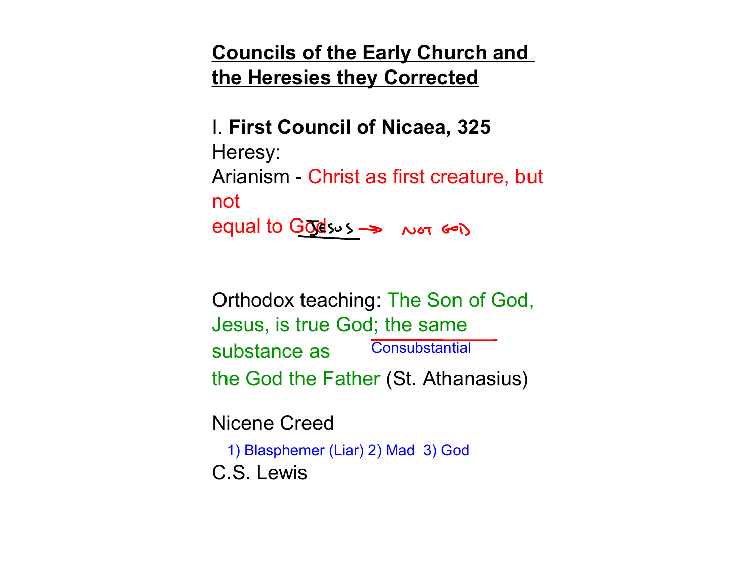**Councils of the Early Church and the Heresies they Corrected**

I. **First Council of Nicaea, 325**

Heresy:

Arianism - Christ as first creature, but not equal to God

Jesus → NOT GOD

Orthodox teaching: The Son of God, Jesus, is true God; the same substance as the God the Father (St. Athanasius)

Consubstantial

Nicene Creed

1) Blasphemer (Liar) 2) Mad 3) God

C.S. Lewis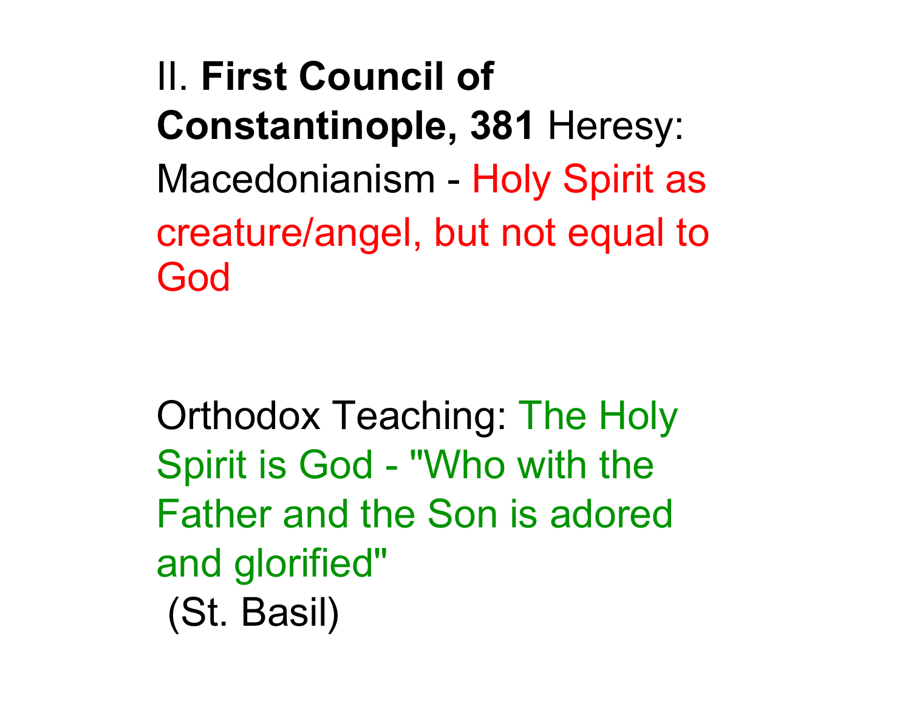II. **First Council of Constantinople, 381** Heresy: Macedonianism - Holy Spirit as creature/angel, but not equal to God

Orthodox Teaching: The Holy Spirit is God - "Who with the Father and the Son is adored and glorified"
(St. Basil)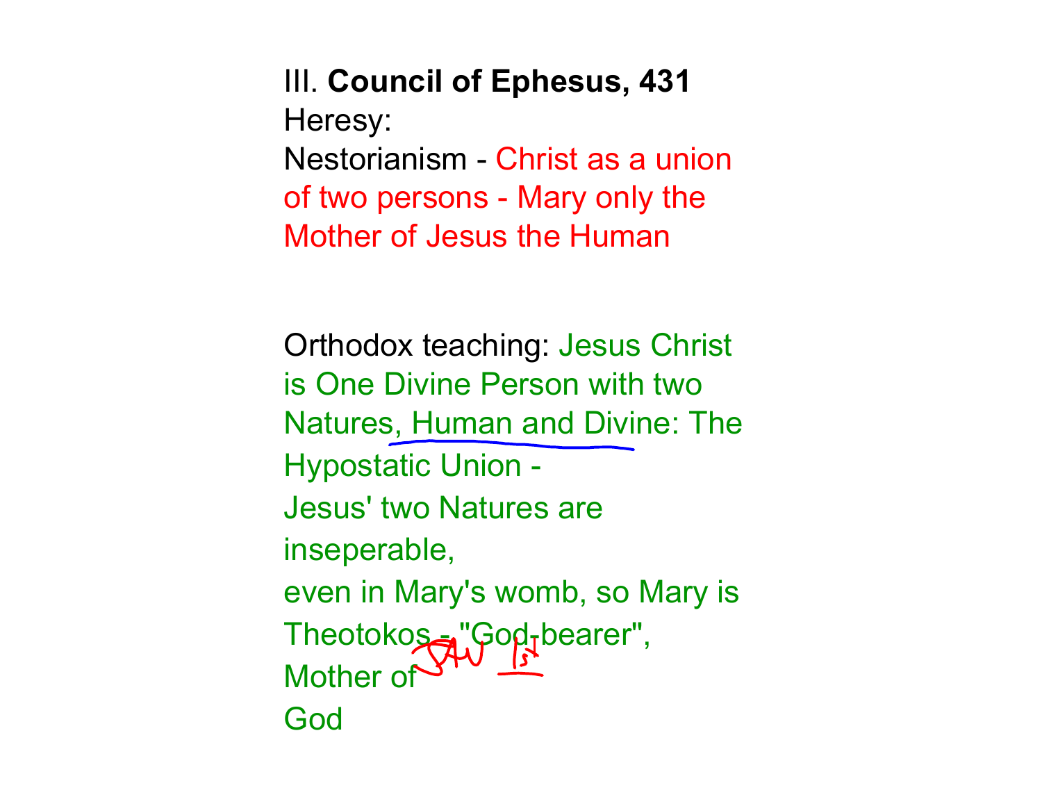III. **Council of Ephesus, 431**

Heresy:

Nestorianism - Christ as a union of two persons - Mary only the Mother of Jesus the Human

Orthodox teaching: Jesus Christ is One Divine Person with two Natures, Human and Divine: The Hypostatic Union - Jesus' two Natures are inseperable, even in Mary's womb, so Mary is Theotokos - "God-bearer", Mother of God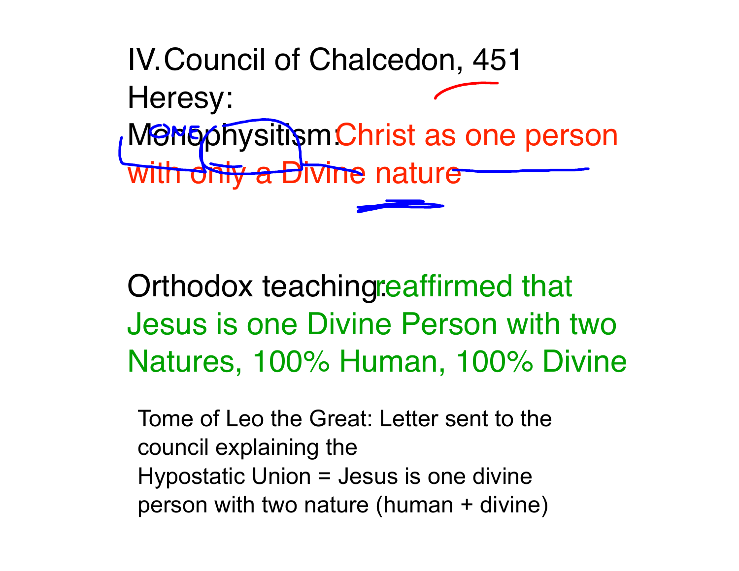IV. Council of Chalcedon, 451

Heresy:

Monophysitism: Christ as one person with only a Divine nature

Orthodox teaching: reaffirmed that Jesus is one Divine Person with two Natures, 100% Human, 100% Divine

Tome of Leo the Great: Letter sent to the council explaining the Hypostatic Union = Jesus is one divine person with two nature (human + divine)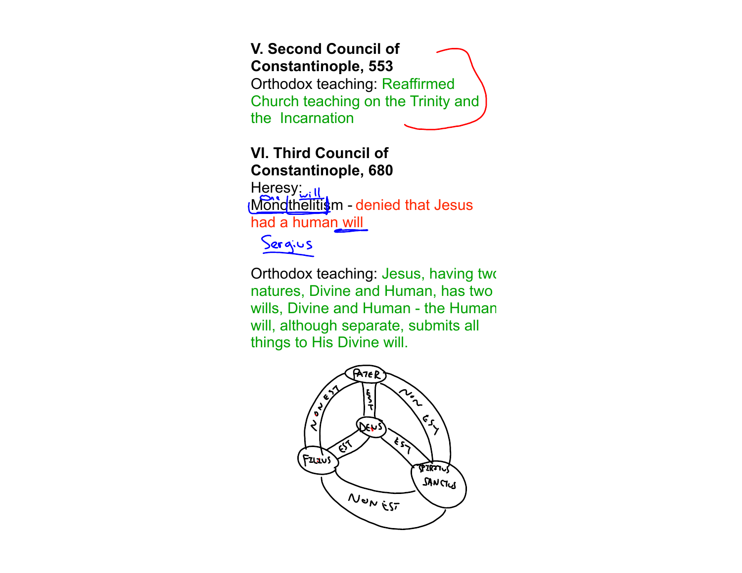**V. Second Council of Constantinople, 553**

Orthodox teaching: Reaffirmed Church teaching on the Trinity and the Incarnation

**VI. Third Council of Constantinople, 680**

Heresy:

Monothelitism - denied that Jesus had a human will

Sergius

Orthodox teaching: Jesus, having two natures, Divine and Human, has two wills, Divine and Human - the Human will, although separate, submits all things to His Divine will.

PATER, FILIUS, SPIRITUS SANCTUS, DEUS, EST, NON EST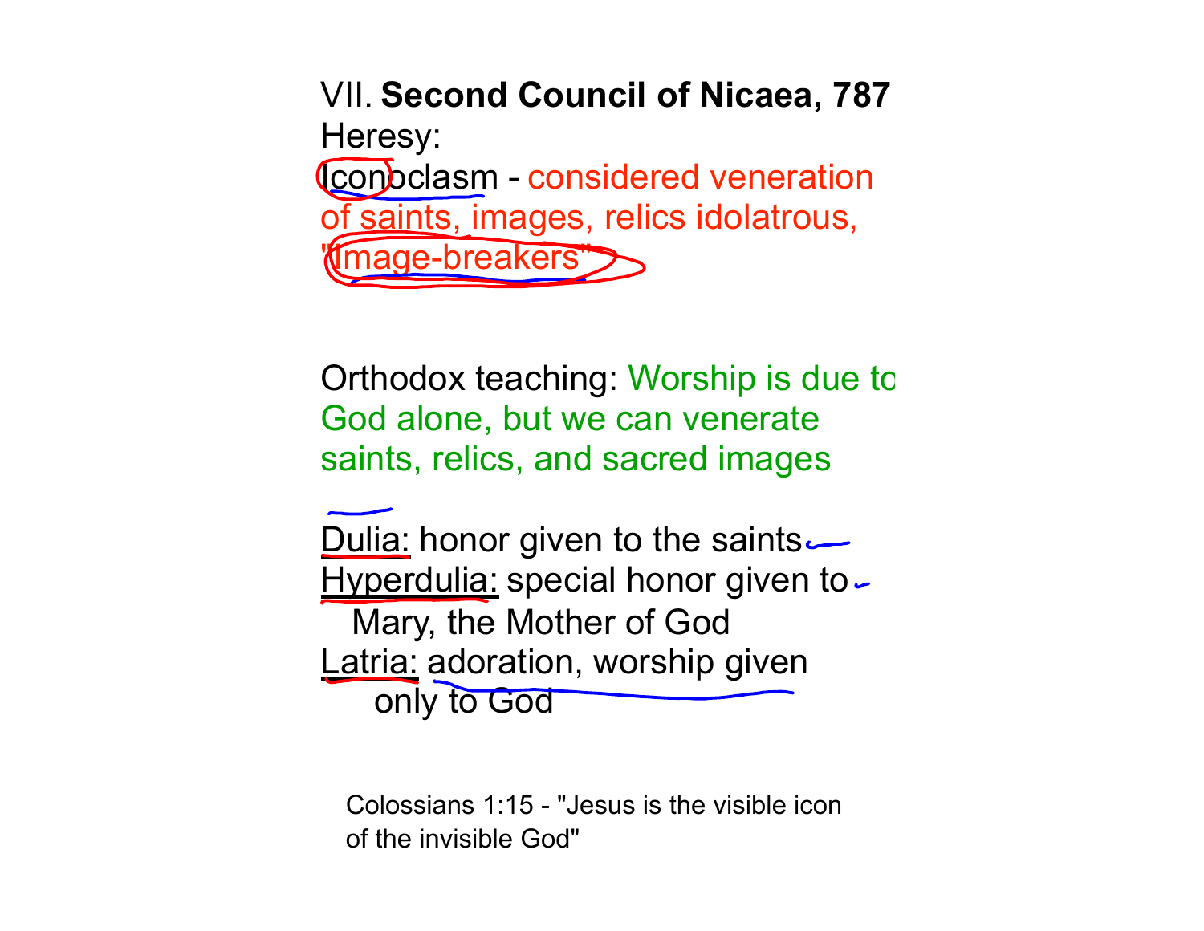VII. **Second Council of Nicaea, 787**

Heresy:

Iconoclasm - considered veneration of saints, images, relics idolatrous, "Image-breakers"

Orthodox teaching: Worship is due to God alone, but we can venerate saints, relics, and sacred images

Dulia: honor given to the saints

Hyperdulia: special honor given to Mary, the Mother of God

Latria: adoration, worship given only to God

Colossians 1:15 - "Jesus is the visible icon of the invisible God"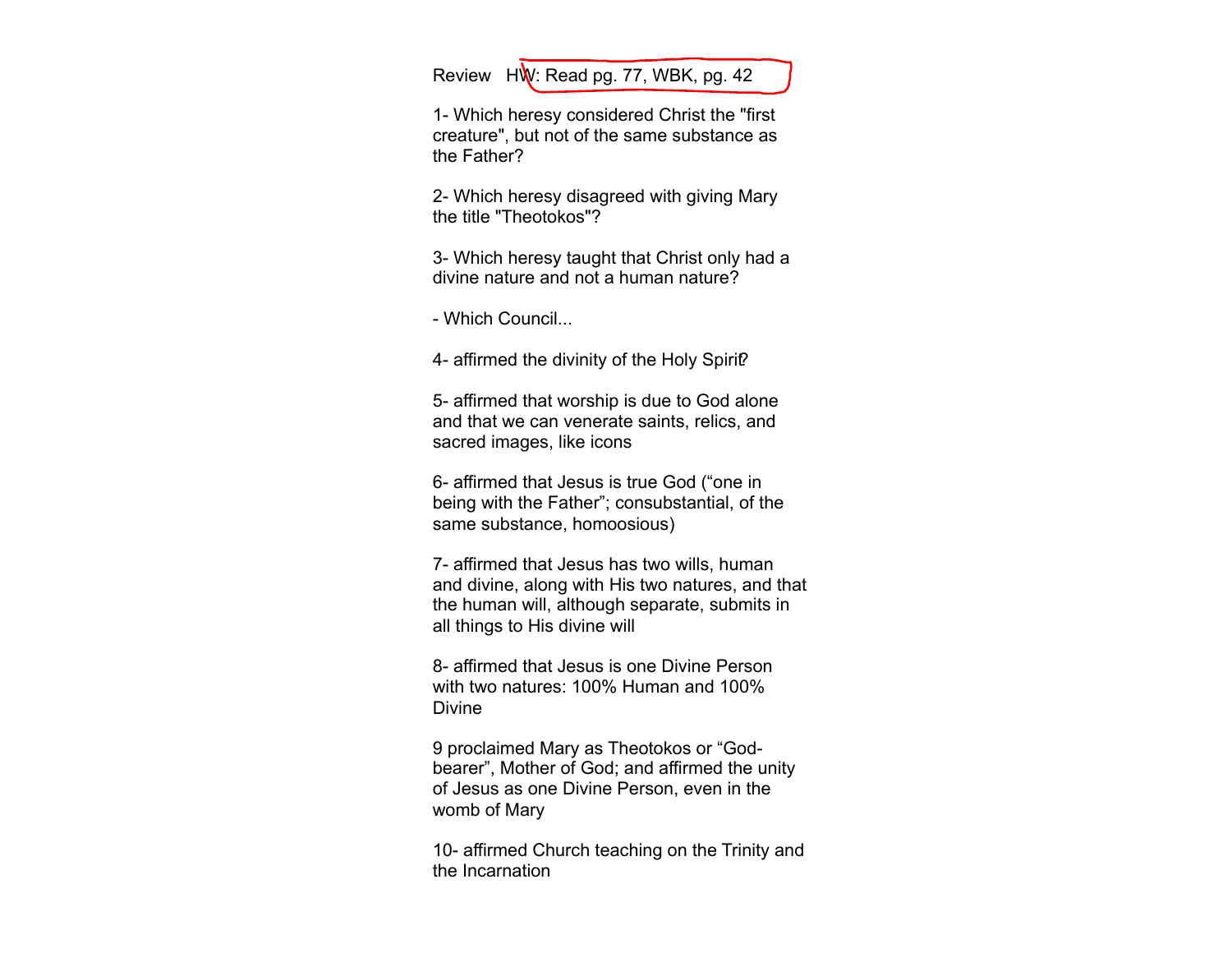Review HW: Read pg. 77, WBK, pg. 42

1- Which heresy considered Christ the "first creature", but not of the same substance as the Father?

2- Which heresy disagreed with giving Mary the title "Theotokos"?

3- Which heresy taught that Christ only had a divine nature and not a human nature?

- Which Council...

4- affirmed the divinity of the Holy Spirit?

5- affirmed that worship is due to God alone and that we can venerate saints, relics, and sacred images, like icons

6- affirmed that Jesus is true God (“one in being with the Father”; consubstantial, of the same substance, homoosious)

7- affirmed that Jesus has two wills, human and divine, along with His two natures, and that the human will, although separate, submits in all things to His divine will

8- affirmed that Jesus is one Divine Person with two natures: 100% Human and 100% Divine

9 proclaimed Mary as Theotokos or “God-bearer”, Mother of God; and affirmed the unity of Jesus as one Divine Person, even in the womb of Mary

10- affirmed Church teaching on the Trinity and the Incarnation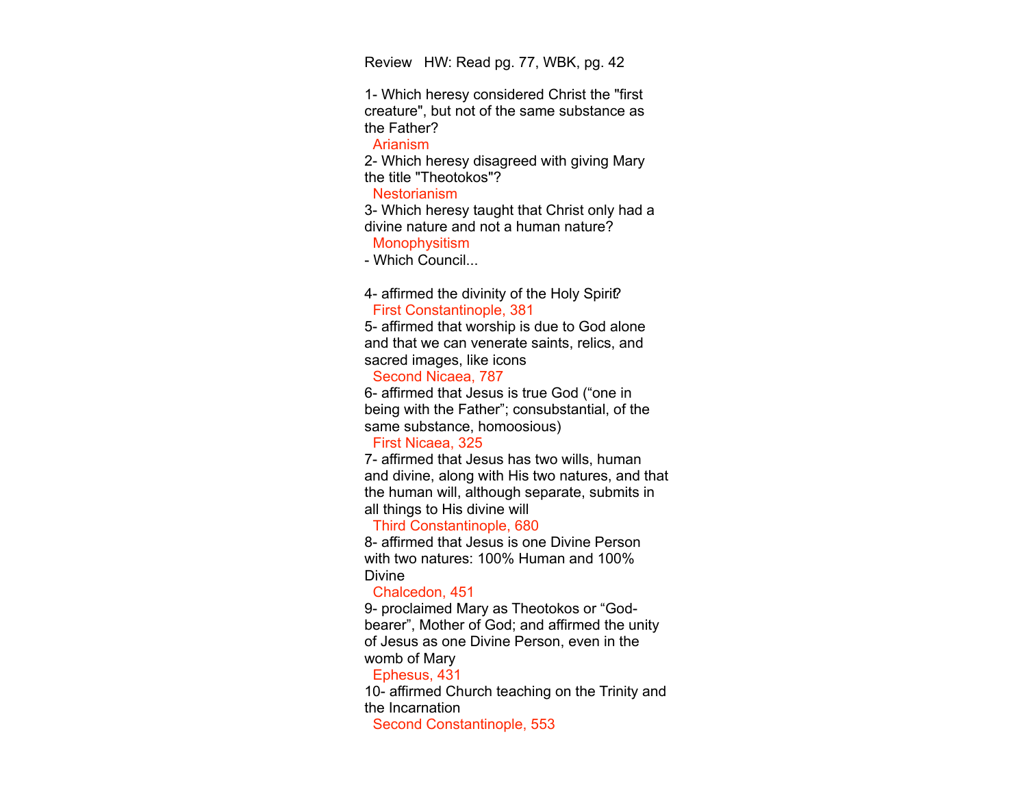Review   HW: Read pg. 77, WBK, pg. 42

1- Which heresy considered Christ the "first creature", but not of the same substance as the Father?
  Arianism
2- Which heresy disagreed with giving Mary the title "Theotokos"?
  Nestorianism
3- Which heresy taught that Christ only had a divine nature and not a human nature?
  Monophysitism
- Which Council...

4- affirmed the divinity of the Holy Spirit?
  First Constantinople, 381
5- affirmed that worship is due to God alone and that we can venerate saints, relics, and sacred images, like icons
  Second Nicaea, 787
6- affirmed that Jesus is true God (“one in being with the Father”; consubstantial, of the same substance, homoosious)
  First Nicaea, 325
7- affirmed that Jesus has two wills, human and divine, along with His two natures, and that the human will, although separate, submits in all things to His divine will
  Third Constantinople, 680
8- affirmed that Jesus is one Divine Person with two natures: 100% Human and 100% Divine
  Chalcedon, 451
9- proclaimed Mary as Theotokos or “God-bearer”, Mother of God; and affirmed the unity of Jesus as one Divine Person, even in the womb of Mary
  Ephesus, 431
10- affirmed Church teaching on the Trinity and the Incarnation
  Second Constantinople, 553